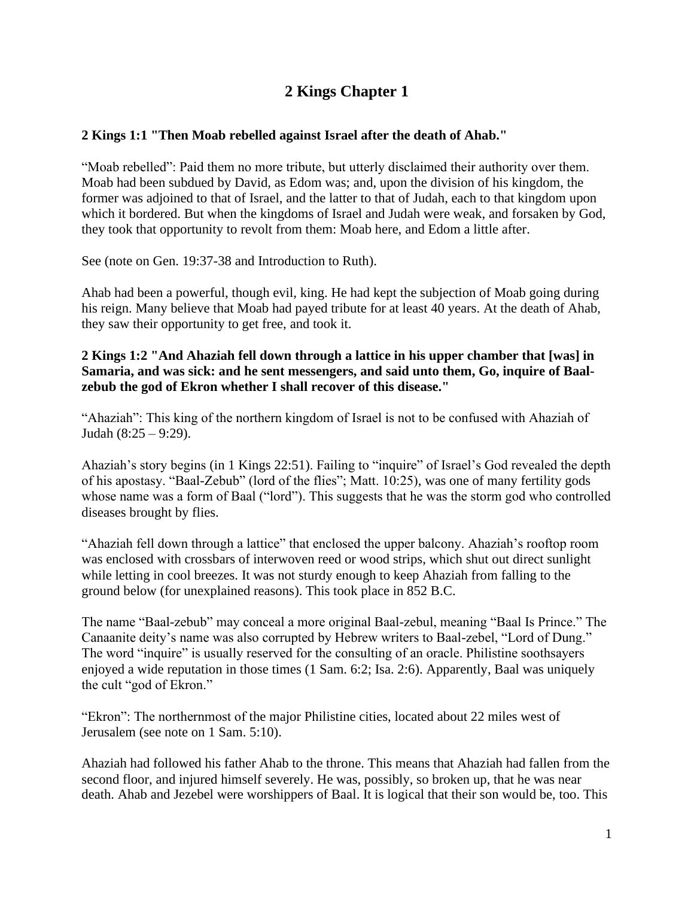# 2 Kings Chapter 1

**2 Kings 1:1 "Then Moab rebelled against Israel after the death of Ahab."**

"Moab rebelled": Paid them no more tribute, but utterly disclaimed their authority over them. Moab had been subdued by David, as Edom was; and, upon the division of his kingdom, the former was adjoined to that of Israel, and the latter to that of Judah, each to that kingdom upon which it bordered. But when the kingdoms of Israel and Judah were weak, and forsaken by God, they took that opportunity to revolt from them: Moab here, and Edom a little after.

See (note on Gen. 19:37-38 and Introduction to Ruth).

Ahab had been a powerful, though evil, king. He had kept the subjection of Moab going during his reign. Many believe that Moab had payed tribute for at least 40 years. At the death of Ahab, they saw their opportunity to get free, and took it.

**2 Kings 1:2 "And Ahaziah fell down through a lattice in his upper chamber that [was] in Samaria, and was sick: and he sent messengers, and said unto them, Go, inquire of Baal-zebub the god of Ekron whether I shall recover of this disease."**

"Ahaziah": This king of the northern kingdom of Israel is not to be confused with Ahaziah of Judah (8:25 – 9:29).

Ahaziah's story begins (in 1 Kings 22:51). Failing to "inquire" of Israel's God revealed the depth of his apostasy. "Baal-Zebub" (lord of the flies"; Matt. 10:25), was one of many fertility gods whose name was a form of Baal ("lord"). This suggests that he was the storm god who controlled diseases brought by flies.

"Ahaziah fell down through a lattice" that enclosed the upper balcony. Ahaziah's rooftop room was enclosed with crossbars of interwoven reed or wood strips, which shut out direct sunlight while letting in cool breezes. It was not sturdy enough to keep Ahaziah from falling to the ground below (for unexplained reasons). This took place in 852 B.C.

The name "Baal-zebub" may conceal a more original Baal-zebul, meaning "Baal Is Prince." The Canaanite deity's name was also corrupted by Hebrew writers to Baal-zebel, "Lord of Dung." The word "inquire" is usually reserved for the consulting of an oracle. Philistine soothsayers enjoyed a wide reputation in those times (1 Sam. 6:2; Isa. 2:6). Apparently, Baal was uniquely the cult "god of Ekron."

"Ekron": The northernmost of the major Philistine cities, located about 22 miles west of Jerusalem (see note on 1 Sam. 5:10).

Ahaziah had followed his father Ahab to the throne. This means that Ahaziah had fallen from the second floor, and injured himself severely. He was, possibly, so broken up, that he was near death. Ahab and Jezebel were worshippers of Baal. It is logical that their son would be, too. This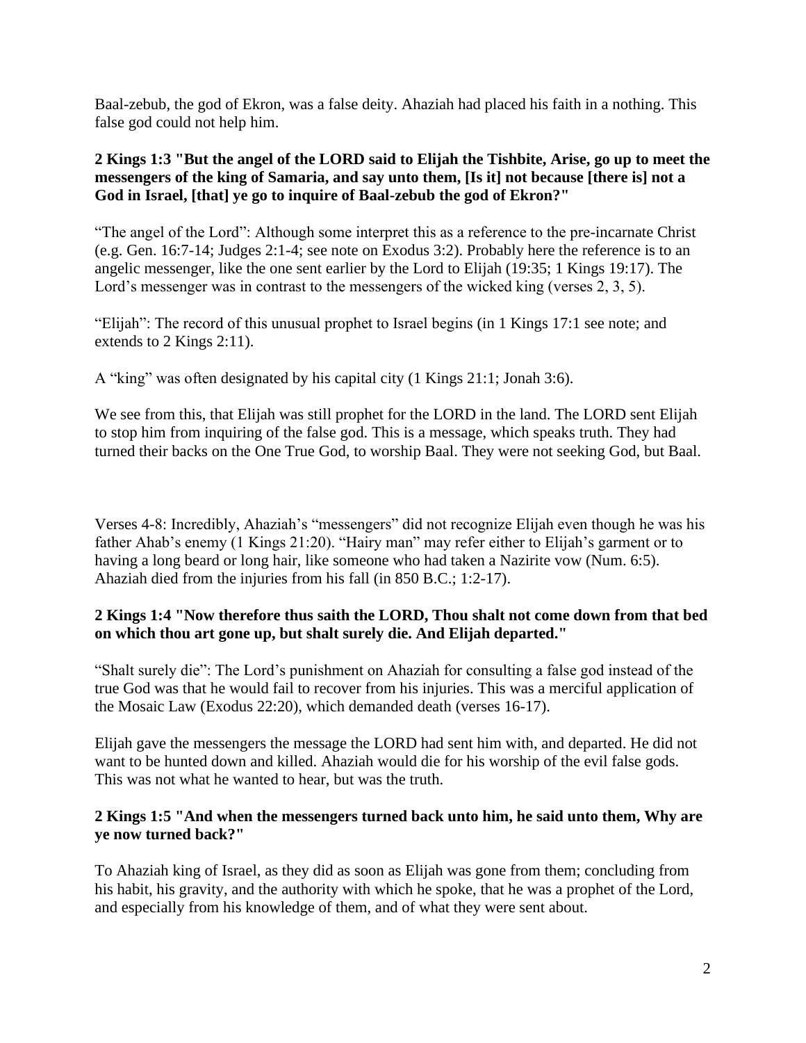Baal-zebub, the god of Ekron, was a false deity. Ahaziah had placed his faith in a nothing. This false god could not help him.

**2 Kings 1:3 "But the angel of the LORD said to Elijah the Tishbite, Arise, go up to meet the messengers of the king of Samaria, and say unto them, [Is it] not because [there is] not a God in Israel, [that] ye go to inquire of Baal-zebub the god of Ekron?"**

"The angel of the Lord": Although some interpret this as a reference to the pre-incarnate Christ (e.g. Gen. 16:7-14; Judges 2:1-4; see note on Exodus 3:2). Probably here the reference is to an angelic messenger, like the one sent earlier by the Lord to Elijah (19:35; 1 Kings 19:17). The Lord's messenger was in contrast to the messengers of the wicked king (verses 2, 3, 5).

"Elijah": The record of this unusual prophet to Israel begins (in 1 Kings 17:1 see note; and extends to 2 Kings 2:11).

A "king" was often designated by his capital city (1 Kings 21:1; Jonah 3:6).

We see from this, that Elijah was still prophet for the LORD in the land. The LORD sent Elijah to stop him from inquiring of the false god. This is a message, which speaks truth. They had turned their backs on the One True God, to worship Baal. They were not seeking God, but Baal.

Verses 4-8: Incredibly, Ahaziah's "messengers" did not recognize Elijah even though he was his father Ahab's enemy (1 Kings 21:20). "Hairy man" may refer either to Elijah's garment or to having a long beard or long hair, like someone who had taken a Nazirite vow (Num. 6:5). Ahaziah died from the injuries from his fall (in 850 B.C.; 1:2-17).

**2 Kings 1:4 "Now therefore thus saith the LORD, Thou shalt not come down from that bed on which thou art gone up, but shalt surely die. And Elijah departed."**

"Shalt surely die": The Lord's punishment on Ahaziah for consulting a false god instead of the true God was that he would fail to recover from his injuries. This was a merciful application of the Mosaic Law (Exodus 22:20), which demanded death (verses 16-17).

Elijah gave the messengers the message the LORD had sent him with, and departed. He did not want to be hunted down and killed. Ahaziah would die for his worship of the evil false gods. This was not what he wanted to hear, but was the truth.

**2 Kings 1:5 "And when the messengers turned back unto him, he said unto them, Why are ye now turned back?"**

To Ahaziah king of Israel, as they did as soon as Elijah was gone from them; concluding from his habit, his gravity, and the authority with which he spoke, that he was a prophet of the Lord, and especially from his knowledge of them, and of what they were sent about.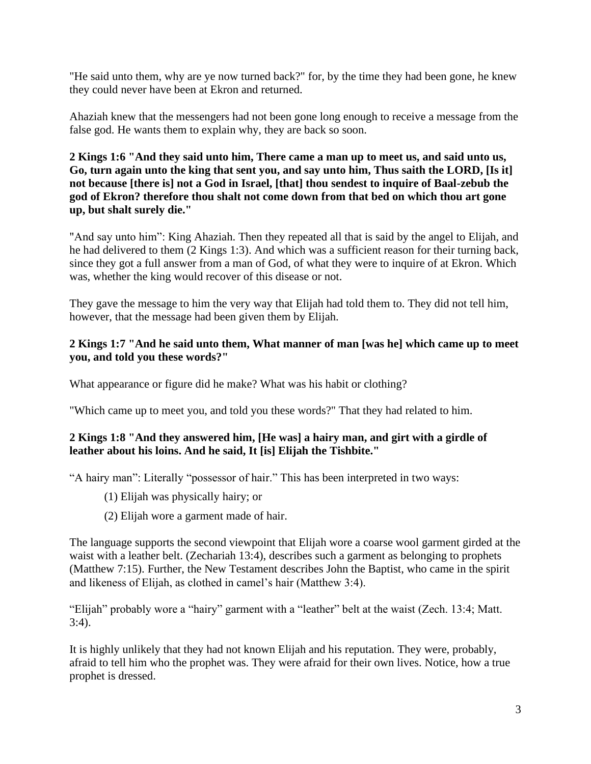"He said unto them, why are ye now turned back?" for, by the time they had been gone, he knew they could never have been at Ekron and returned.

Ahaziah knew that the messengers had not been gone long enough to receive a message from the false god. He wants them to explain why, they are back so soon.

**2 Kings 1:6 "And they said unto him, There came a man up to meet us, and said unto us, Go, turn again unto the king that sent you, and say unto him, Thus saith the LORD, [Is it] not because [there is] not a God in Israel, [that] thou sendest to inquire of Baal-zebub the god of Ekron? therefore thou shalt not come down from that bed on which thou art gone up, but shalt surely die."**

"And say unto him": King Ahaziah. Then they repeated all that is said by the angel to Elijah, and he had delivered to them (2 Kings 1:3). And which was a sufficient reason for their turning back, since they got a full answer from a man of God, of what they were to inquire of at Ekron. Which was, whether the king would recover of this disease or not.

They gave the message to him the very way that Elijah had told them to. They did not tell him, however, that the message had been given them by Elijah.

**2 Kings 1:7 "And he said unto them, What manner of man [was he] which came up to meet you, and told you these words?"**

What appearance or figure did he make? What was his habit or clothing?

"Which came up to meet you, and told you these words?" That they had related to him.

**2 Kings 1:8 "And they answered him, [He was] a hairy man, and girt with a girdle of leather about his loins. And he said, It [is] Elijah the Tishbite."**

"A hairy man": Literally "possessor of hair." This has been interpreted in two ways:

(1) Elijah was physically hairy; or

(2) Elijah wore a garment made of hair.

The language supports the second viewpoint that Elijah wore a coarse wool garment girded at the waist with a leather belt. (Zechariah 13:4), describes such a garment as belonging to prophets (Matthew 7:15). Further, the New Testament describes John the Baptist, who came in the spirit and likeness of Elijah, as clothed in camel's hair (Matthew 3:4).

"Elijah" probably wore a "hairy" garment with a "leather" belt at the waist (Zech. 13:4; Matt. 3:4).

It is highly unlikely that they had not known Elijah and his reputation. They were, probably, afraid to tell him who the prophet was. They were afraid for their own lives. Notice, how a true prophet is dressed.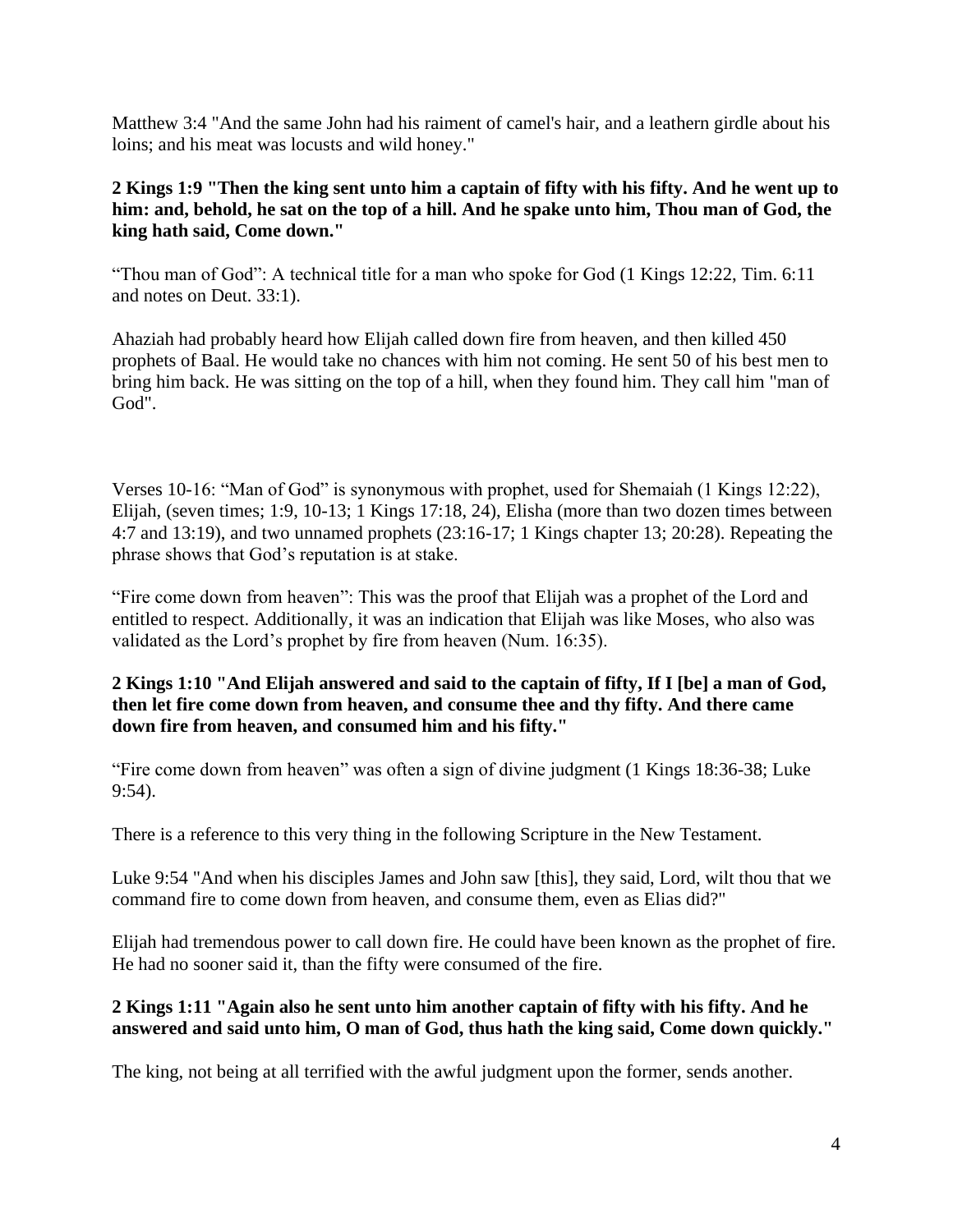Matthew 3:4 "And the same John had his raiment of camel's hair, and a leathern girdle about his loins; and his meat was locusts and wild honey."

**2 Kings 1:9 "Then the king sent unto him a captain of fifty with his fifty. And he went up to him: and, behold, he sat on the top of a hill. And he spake unto him, Thou man of God, the king hath said, Come down."**

"Thou man of God": A technical title for a man who spoke for God (1 Kings 12:22, Tim. 6:11 and notes on Deut. 33:1).

Ahaziah had probably heard how Elijah called down fire from heaven, and then killed 450 prophets of Baal. He would take no chances with him not coming. He sent 50 of his best men to bring him back. He was sitting on the top of a hill, when they found him. They call him "man of God".

Verses 10-16: "Man of God" is synonymous with prophet, used for Shemaiah (1 Kings 12:22), Elijah, (seven times; 1:9, 10-13; 1 Kings 17:18, 24), Elisha (more than two dozen times between 4:7 and 13:19), and two unnamed prophets (23:16-17; 1 Kings chapter 13; 20:28). Repeating the phrase shows that God's reputation is at stake.

"Fire come down from heaven": This was the proof that Elijah was a prophet of the Lord and entitled to respect. Additionally, it was an indication that Elijah was like Moses, who also was validated as the Lord's prophet by fire from heaven (Num. 16:35).

**2 Kings 1:10 "And Elijah answered and said to the captain of fifty, If I [be] a man of God, then let fire come down from heaven, and consume thee and thy fifty. And there came down fire from heaven, and consumed him and his fifty."**

"Fire come down from heaven" was often a sign of divine judgment (1 Kings 18:36-38; Luke 9:54).

There is a reference to this very thing in the following Scripture in the New Testament.

Luke 9:54 "And when his disciples James and John saw [this], they said, Lord, wilt thou that we command fire to come down from heaven, and consume them, even as Elias did?"

Elijah had tremendous power to call down fire. He could have been known as the prophet of fire. He had no sooner said it, than the fifty were consumed of the fire.

**2 Kings 1:11 "Again also he sent unto him another captain of fifty with his fifty. And he answered and said unto him, O man of God, thus hath the king said, Come down quickly."**

The king, not being at all terrified with the awful judgment upon the former, sends another.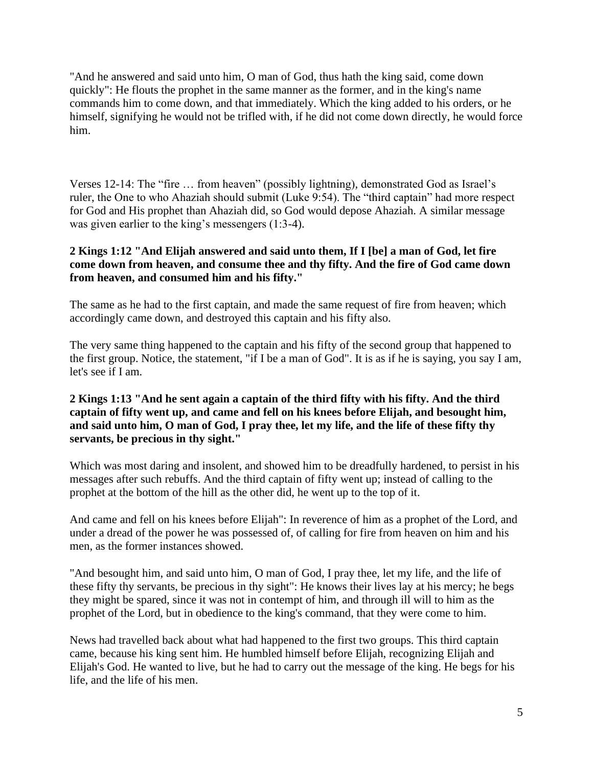"And he answered and said unto him, O man of God, thus hath the king said, come down quickly": He flouts the prophet in the same manner as the former, and in the king's name commands him to come down, and that immediately. Which the king added to his orders, or he himself, signifying he would not be trifled with, if he did not come down directly, he would force him.

Verses 12-14: The "fire … from heaven" (possibly lightning), demonstrated God as Israel's ruler, the One to who Ahaziah should submit (Luke 9:54). The "third captain" had more respect for God and His prophet than Ahaziah did, so God would depose Ahaziah. A similar message was given earlier to the king's messengers (1:3-4).

**2 Kings 1:12 "And Elijah answered and said unto them, If I [be] a man of God, let fire come down from heaven, and consume thee and thy fifty. And the fire of God came down from heaven, and consumed him and his fifty."**

The same as he had to the first captain, and made the same request of fire from heaven; which accordingly came down, and destroyed this captain and his fifty also.

The very same thing happened to the captain and his fifty of the second group that happened to the first group. Notice, the statement, "if I be a man of God". It is as if he is saying, you say I am, let's see if I am.

**2 Kings 1:13 "And he sent again a captain of the third fifty with his fifty. And the third captain of fifty went up, and came and fell on his knees before Elijah, and besought him, and said unto him, O man of God, I pray thee, let my life, and the life of these fifty thy servants, be precious in thy sight."**

Which was most daring and insolent, and showed him to be dreadfully hardened, to persist in his messages after such rebuffs. And the third captain of fifty went up; instead of calling to the prophet at the bottom of the hill as the other did, he went up to the top of it.

And came and fell on his knees before Elijah": In reverence of him as a prophet of the Lord, and under a dread of the power he was possessed of, of calling for fire from heaven on him and his men, as the former instances showed.

"And besought him, and said unto him, O man of God, I pray thee, let my life, and the life of these fifty thy servants, be precious in thy sight": He knows their lives lay at his mercy; he begs they might be spared, since it was not in contempt of him, and through ill will to him as the prophet of the Lord, but in obedience to the king's command, that they were come to him.

News had travelled back about what had happened to the first two groups. This third captain came, because his king sent him. He humbled himself before Elijah, recognizing Elijah and Elijah's God. He wanted to live, but he had to carry out the message of the king. He begs for his life, and the life of his men.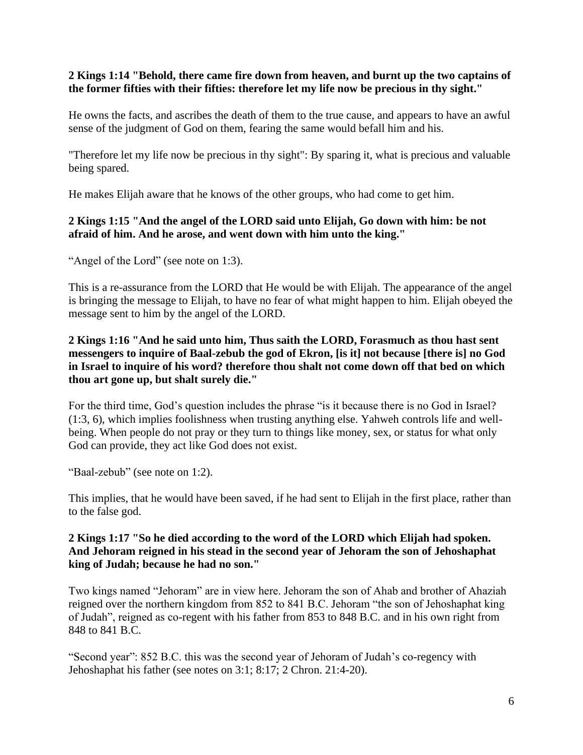**2 Kings 1:14 "Behold, there came fire down from heaven, and burnt up the two captains of the former fifties with their fifties: therefore let my life now be precious in thy sight."**

He owns the facts, and ascribes the death of them to the true cause, and appears to have an awful sense of the judgment of God on them, fearing the same would befall him and his.

"Therefore let my life now be precious in thy sight": By sparing it, what is precious and valuable being spared.

He makes Elijah aware that he knows of the other groups, who had come to get him.

**2 Kings 1:15 "And the angel of the LORD said unto Elijah, Go down with him: be not afraid of him. And he arose, and went down with him unto the king."**

"Angel of the Lord" (see note on 1:3).

This is a re-assurance from the LORD that He would be with Elijah. The appearance of the angel is bringing the message to Elijah, to have no fear of what might happen to him. Elijah obeyed the message sent to him by the angel of the LORD.

**2 Kings 1:16 "And he said unto him, Thus saith the LORD, Forasmuch as thou hast sent messengers to inquire of Baal-zebub the god of Ekron, [is it] not because [there is] no God in Israel to inquire of his word? therefore thou shalt not come down off that bed on which thou art gone up, but shalt surely die."**

For the third time, God's question includes the phrase "is it because there is no God in Israel? (1:3, 6), which implies foolishness when trusting anything else. Yahweh controls life and well-being. When people do not pray or they turn to things like money, sex, or status for what only God can provide, they act like God does not exist.

"Baal-zebub" (see note on 1:2).

This implies, that he would have been saved, if he had sent to Elijah in the first place, rather than to the false god.

**2 Kings 1:17 "So he died according to the word of the LORD which Elijah had spoken. And Jehoram reigned in his stead in the second year of Jehoram the son of Jehoshaphat king of Judah; because he had no son."**

Two kings named "Jehoram" are in view here. Jehoram the son of Ahab and brother of Ahaziah reigned over the northern kingdom from 852 to 841 B.C. Jehoram "the son of Jehoshaphat king of Judah", reigned as co-regent with his father from 853 to 848 B.C. and in his own right from 848 to 841 B.C.

"Second year": 852 B.C. this was the second year of Jehoram of Judah's co-regency with Jehoshaphat his father (see notes on 3:1; 8:17; 2 Chron. 21:4-20).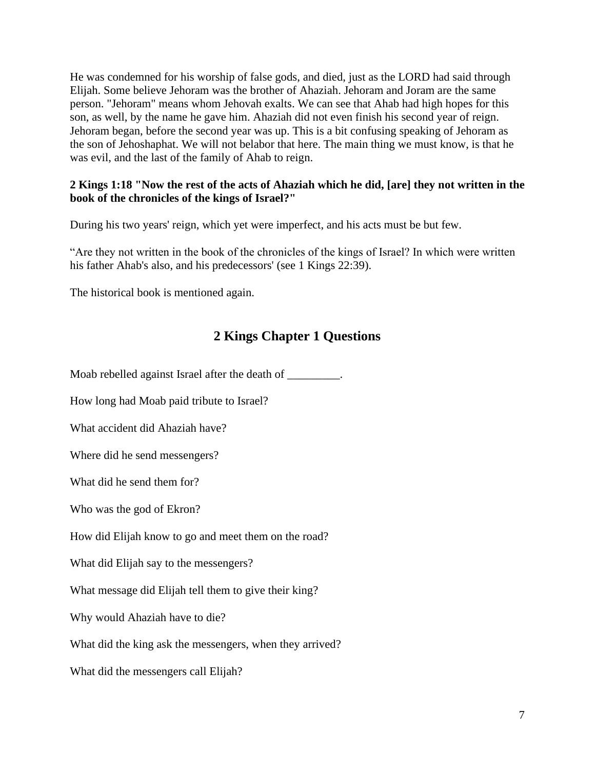He was condemned for his worship of false gods, and died, just as the LORD had said through Elijah. Some believe Jehoram was the brother of Ahaziah. Jehoram and Joram are the same person. "Jehoram" means whom Jehovah exalts. We can see that Ahab had high hopes for this son, as well, by the name he gave him. Ahaziah did not even finish his second year of reign. Jehoram began, before the second year was up. This is a bit confusing speaking of Jehoram as the son of Jehoshaphat. We will not belabor that here. The main thing we must know, is that he was evil, and the last of the family of Ahab to reign.

**2 Kings 1:18 "Now the rest of the acts of Ahaziah which he did, [are] they not written in the book of the chronicles of the kings of Israel?"**

During his two years' reign, which yet were imperfect, and his acts must be but few.

"Are they not written in the book of the chronicles of the kings of Israel? In which were written his father Ahab's also, and his predecessors' (see 1 Kings 22:39).

The historical book is mentioned again.

## 2 Kings Chapter 1 Questions

Moab rebelled against Israel after the death of _________.

How long had Moab paid tribute to Israel?

What accident did Ahaziah have?

Where did he send messengers?

What did he send them for?

Who was the god of Ekron?

How did Elijah know to go and meet them on the road?

What did Elijah say to the messengers?

What message did Elijah tell them to give their king?

Why would Ahaziah have to die?

What did the king ask the messengers, when they arrived?

What did the messengers call Elijah?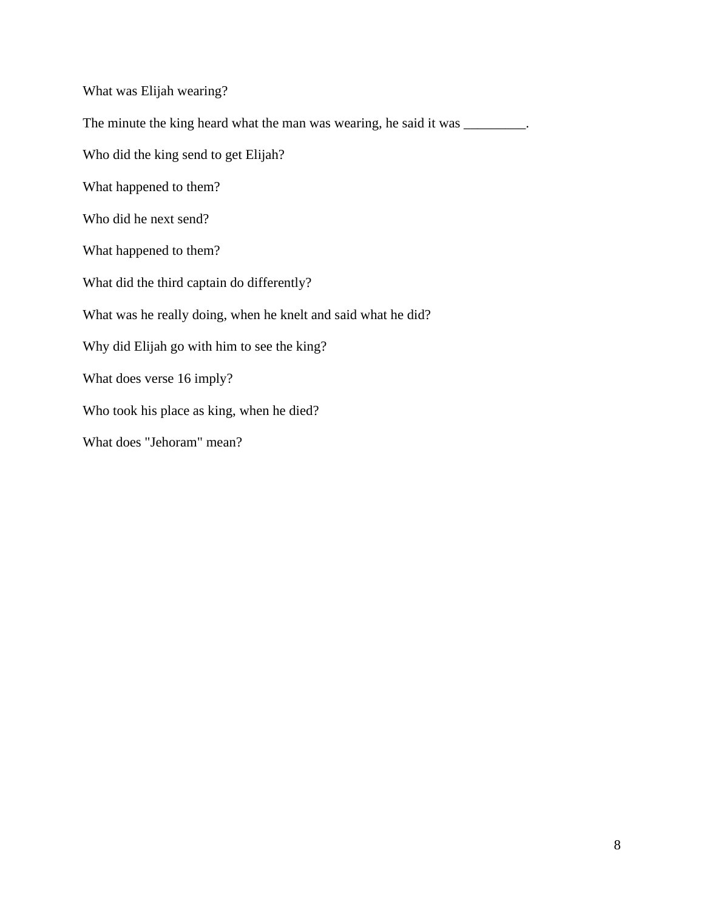What was Elijah wearing?

The minute the king heard what the man was wearing, he said it was _________.

Who did the king send to get Elijah?

What happened to them?

Who did he next send?

What happened to them?

What did the third captain do differently?

What was he really doing, when he knelt and said what he did?

Why did Elijah go with him to see the king?

What does verse 16 imply?

Who took his place as king, when he died?

What does "Jehoram" mean?